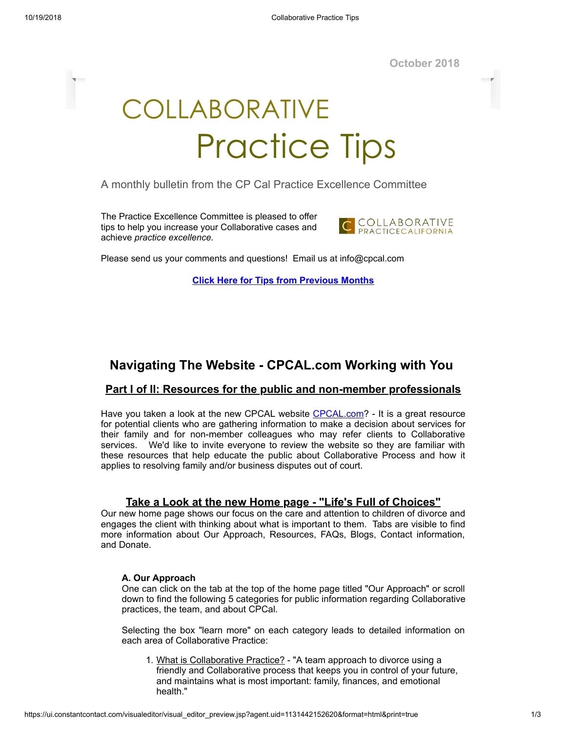October 2018

# COLLABORATIVE Practice Tips

A monthly bulletin from the CP Cal Practice Excellence Committee

The Practice Excellence Committee is pleased to offer tips to help you increase your Collaborative cases and achieve *practice excellence.*

COLLABORATIVE PRACTICECALIFORNIA

Please send us your comments and questions! Email us at info@cpcal.com

**Click Here for Tips from Previous Months**

## Navigating The Website - CPCAL.com Working with You

### Part I of II: Resources for the public and non-member professionals

Have you taken a look at the new CPCAL website CPCAL.com? - It is a great resource for potential clients who are gathering information to make a decision about services for their family and for non-member colleagues who may refer clients to Collaborative services. We'd like to invite everyone to review the website so they are familiar with these resources that help educate the public about Collaborative Process and how it applies to resolving family and/or business disputes out of court.

### Take a Look at the new Home page - "Life's Full of Choices"

Our new home page shows our focus on the care and attention to children of divorce and engages the client with thinking about what is important to them. Tabs are visible to find more information about Our Approach, Resources, FAQs, Blogs, Contact information, and Donate.

**A. Our Approach**

One can click on the tab at the top of the home page titled "Our Approach" or scroll down to find the following 5 categories for public information regarding Collaborative practices, the team, and about CPCal.

Selecting the box "learn more" on each category leads to detailed information on each area of Collaborative Practice:

1. What is Collaborative Practice? - "A team approach to divorce using a friendly and Collaborative process that keeps you in control of your future, and maintains what is most important: family, finances, and emotional health."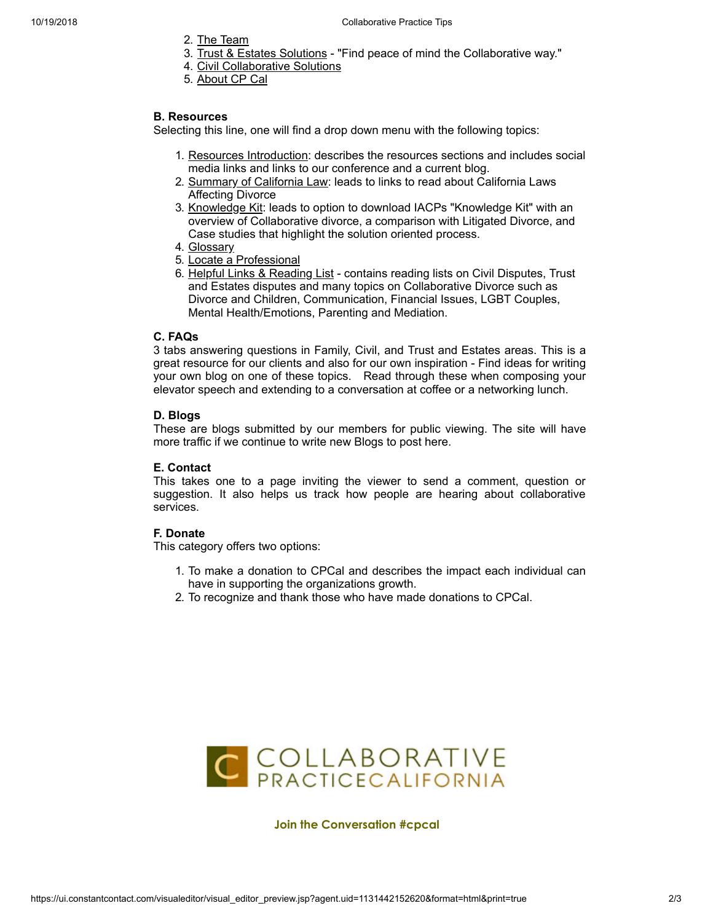2. The Team
3. Trust & Estates Solutions - "Find peace of mind the Collaborative way."
4. Civil Collaborative Solutions
5. About CP Cal

**B. Resources**

Selecting this line, one will find a drop down menu with the following topics:

1. Resources Introduction: describes the resources sections and includes social media links and links to our conference and a current blog.
2. Summary of California Law: leads to links to read about California Laws Affecting Divorce
3. Knowledge Kit: leads to option to download IACPs "Knowledge Kit" with an overview of Collaborative divorce, a comparison with Litigated Divorce, and Case studies that highlight the solution oriented process.
4. Glossary
5. Locate a Professional
6. Helpful Links & Reading List - contains reading lists on Civil Disputes, Trust and Estates disputes and many topics on Collaborative Divorce such as Divorce and Children, Communication, Financial Issues, LGBT Couples, Mental Health/Emotions, Parenting and Mediation.

**C. FAQs**

3 tabs answering questions in Family, Civil, and Trust and Estates areas. This is a great resource for our clients and also for our own inspiration - Find ideas for writing your own blog on one of these topics. Read through these when composing your elevator speech and extending to a conversation at coffee or a networking lunch.

**D. Blogs**

These are blogs submitted by our members for public viewing. The site will have more traffic if we continue to write new Blogs to post here.

**E. Contact**

This takes one to a page inviting the viewer to send a comment, question or suggestion. It also helps us track how people are hearing about collaborative services.

**F. Donate**

This category offers two options:

1. To make a donation to CPCal and describes the impact each individual can have in supporting the organizations growth.
2. To recognize and thank those who have made donations to CPCal.

COLLABORATIVE PRACTICECALIFORNIA

**Join the Conversation #cpcal**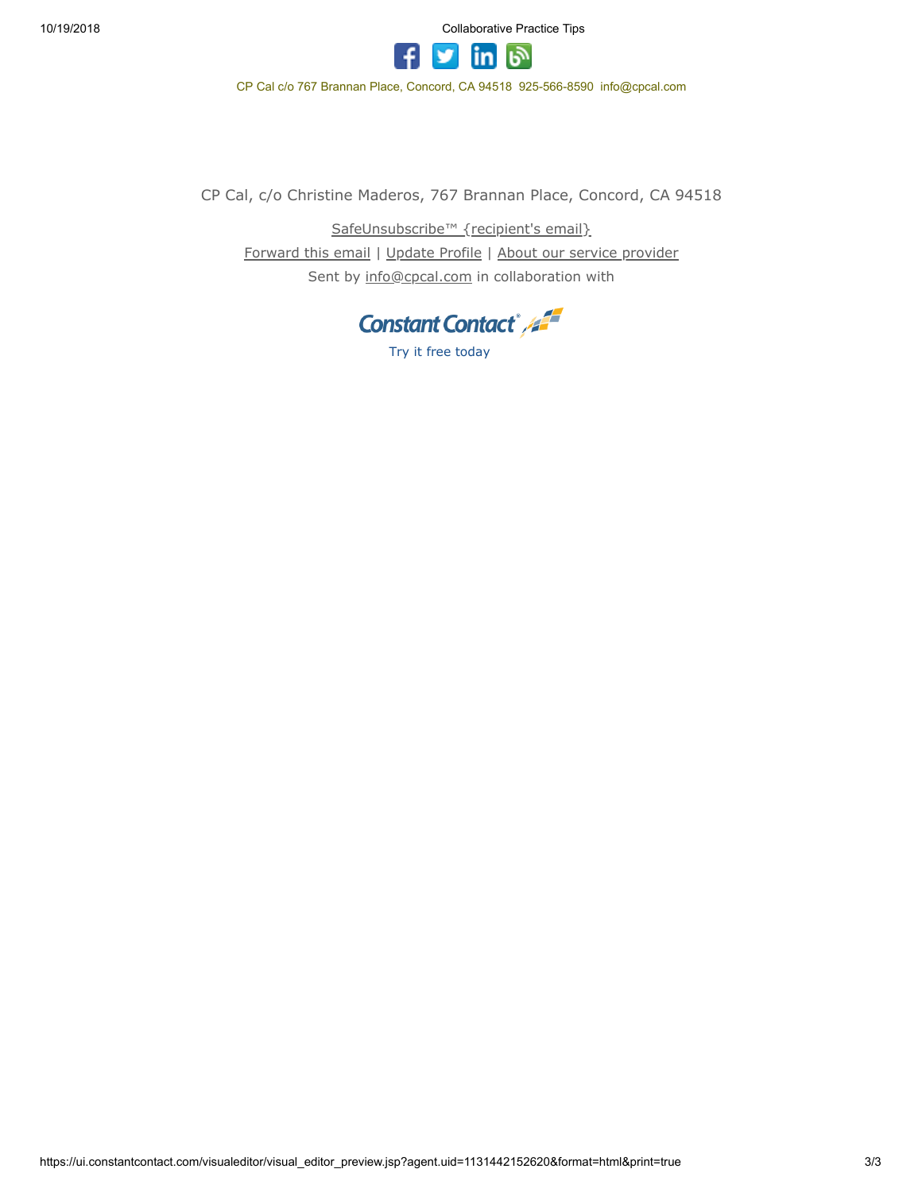CP Cal c/o 767 Brannan Place, Concord, CA 94518  925-566-8590  info@cpcal.com

CP Cal, c/o Christine Maderos, 767 Brannan Place, Concord, CA 94518

SafeUnsubscribe™ {recipient's email}

Forward this email | Update Profile | About our service provider

Sent by info@cpcal.com in collaboration with

Constant Contact

Try it free today